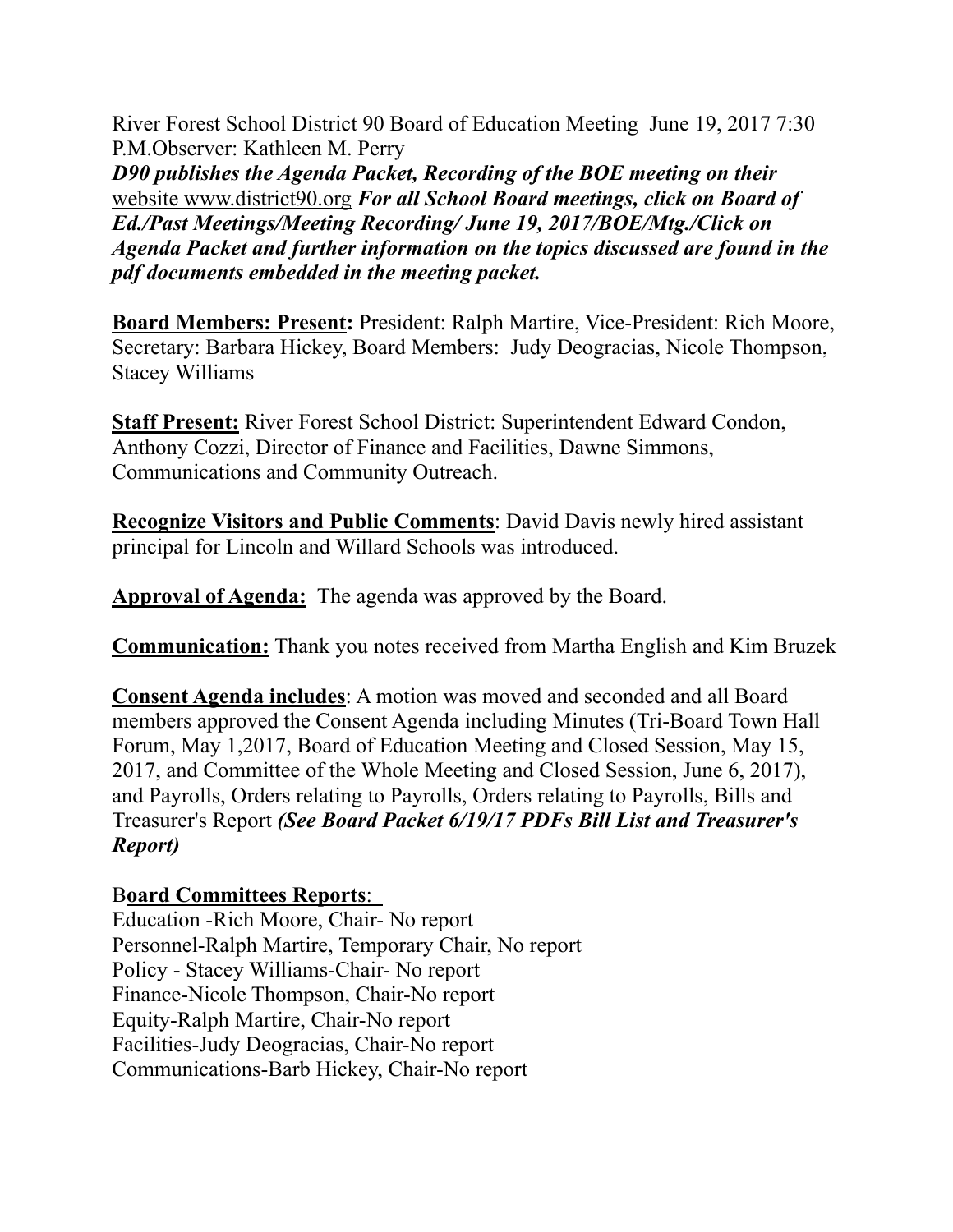River Forest School District 90 Board of Education Meeting June 19, 2017 7:30 P.M.Observer: Kathleen M. Perry
***D90 publishes the Agenda Packet, Recording of the BOE meeting on their*** website www.district90.org ***For all School Board meetings, click on Board of Ed./Past Meetings/Meeting Recording/ June 19, 2017/BOE/Mtg./Click on Agenda Packet and further information on the topics discussed are found in the pdf documents embedded in the meeting packet.***

**Board Members: Present:** President: Ralph Martire, Vice-President: Rich Moore, Secretary: Barbara Hickey, Board Members: Judy Deogracias, Nicole Thompson, Stacey Williams

**Staff Present:** River Forest School District: Superintendent Edward Condon, Anthony Cozzi, Director of Finance and Facilities, Dawne Simmons, Communications and Community Outreach.

**Recognize Visitors and Public Comments**: David Davis newly hired assistant principal for Lincoln and Willard Schools was introduced.

**Approval of Agenda:** The agenda was approved by the Board.

**Communication:** Thank you notes received from Martha English and Kim Bruzek

**Consent Agenda includes**: A motion was moved and seconded and all Board members approved the Consent Agenda including Minutes (Tri-Board Town Hall Forum, May 1,2017, Board of Education Meeting and Closed Session, May 15, 2017, and Committee of the Whole Meeting and Closed Session, June 6, 2017), and Payrolls, Orders relating to Payrolls, Orders relating to Payrolls, Bills and Treasurer's Report ***(See Board Packet 6/19/17 PDFs Bill List and Treasurer's Report)***

B**oard Committees Reports**:
Education -Rich Moore, Chair- No report
Personnel-Ralph Martire, Temporary Chair, No report
Policy - Stacey Williams-Chair- No report
Finance-Nicole Thompson, Chair-No report
Equity-Ralph Martire, Chair-No report
Facilities-Judy Deogracias, Chair-No report
Communications-Barb Hickey, Chair-No report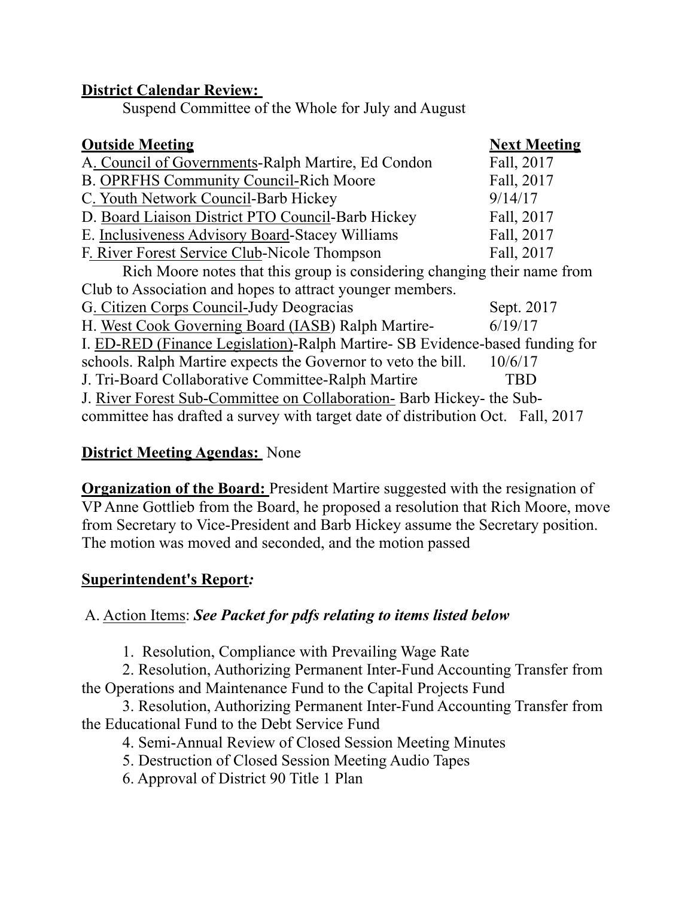**District Calendar Review:**

Suspend Committee of the Whole for July and August

| **Outside Meeting** | **Next Meeting** |
|---|---|
| A. Council of Governments-Ralph Martire, Ed Condon | Fall, 2017 |
| B. OPRFHS Community Council-Rich Moore | Fall, 2017 |
| C. Youth Network Council-Barb Hickey | 9/14/17 |
| D. Board Liaison District PTO Council-Barb Hickey | Fall, 2017 |
| E. Inclusiveness Advisory Board-Stacey Williams | Fall, 2017 |
| F. River Forest Service Club-Nicole Thompson | Fall, 2017 |

Rich Moore notes that this group is considering changing their name from Club to Association and hopes to attract younger members.

| | |
|---|---|
| G. Citizen Corps Council-Judy Deogracias | Sept. 2017 |
| H. West Cook Governing Board (IASB) Ralph Martire- | 6/19/17 |
| I. ED-RED (Finance Legislation)-Ralph Martire- SB Evidence-based funding for schools. Ralph Martire expects the Governor to veto the bill. | 10/6/17 |
| J. Tri-Board Collaborative Committee-Ralph Martire | TBD |
| J. River Forest Sub-Committee on Collaboration- Barb Hickey- the Sub-committee has drafted a survey with target date of distribution Oct. | Fall, 2017 |

**District Meeting Agendas:** None

**Organization of the Board:** President Martire suggested with the resignation of VP Anne Gottlieb from the Board, he proposed a resolution that Rich Moore, move from Secretary to Vice-President and Barb Hickey assume the Secretary position. The motion was moved and seconded, and the motion passed

**Superintendent's Report*:***

A. Action Items: ***See Packet for pdfs relating to items listed below***

1. Resolution, Compliance with Prevailing Wage Rate
2. Resolution, Authorizing Permanent Inter-Fund Accounting Transfer from the Operations and Maintenance Fund to the Capital Projects Fund
3. Resolution, Authorizing Permanent Inter-Fund Accounting Transfer from the Educational Fund to the Debt Service Fund
4. Semi-Annual Review of Closed Session Meeting Minutes
5. Destruction of Closed Session Meeting Audio Tapes
6. Approval of District 90 Title 1 Plan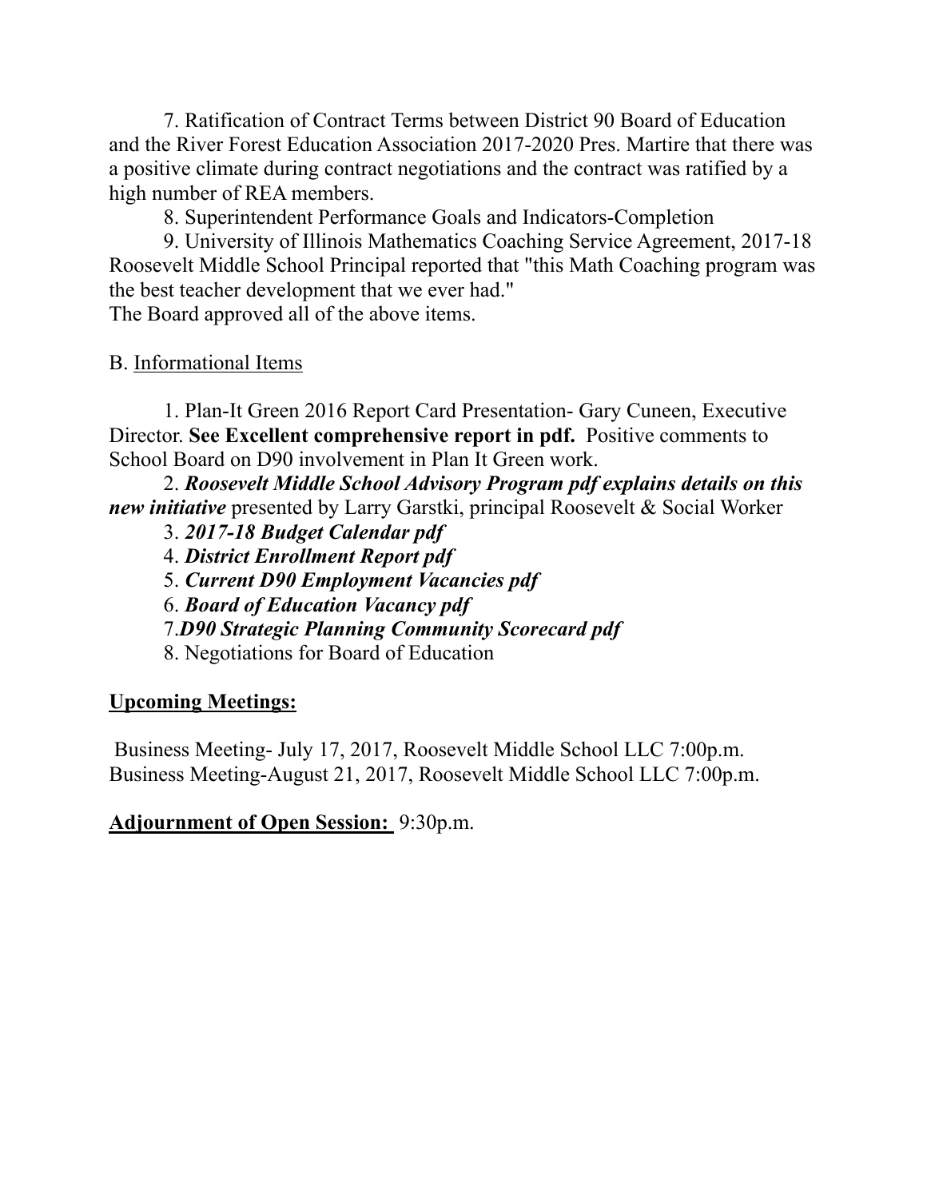7. Ratification of Contract Terms between District 90 Board of Education and the River Forest Education Association 2017-2020 Pres. Martire that there was a positive climate during contract negotiations and the contract was ratified by a high number of REA members.

8. Superintendent Performance Goals and Indicators-Completion

9. University of Illinois Mathematics Coaching Service Agreement, 2017-18 Roosevelt Middle School Principal reported that "this Math Coaching program was the best teacher development that we ever had."

The Board approved all of the above items.

B. Informational Items

1. Plan-It Green 2016 Report Card Presentation- Gary Cuneen, Executive Director. **See Excellent comprehensive report in pdf.** Positive comments to School Board on D90 involvement in Plan It Green work.

2. ***Roosevelt Middle School Advisory Program pdf explains details on this new initiative*** presented by Larry Garstki, principal Roosevelt & Social Worker

3. ***2017-18 Budget Calendar pdf***

4. ***District Enrollment Report pdf***

5. ***Current D90 Employment Vacancies pdf***

6. ***Board of Education Vacancy pdf***

7. ***D90 Strategic Planning Community Scorecard pdf***

8. Negotiations for Board of Education

**Upcoming Meetings:**

Business Meeting- July 17, 2017, Roosevelt Middle School LLC 7:00p.m.
Business Meeting-August 21, 2017, Roosevelt Middle School LLC 7:00p.m.

**Adjournment of Open Session:** 9:30p.m.